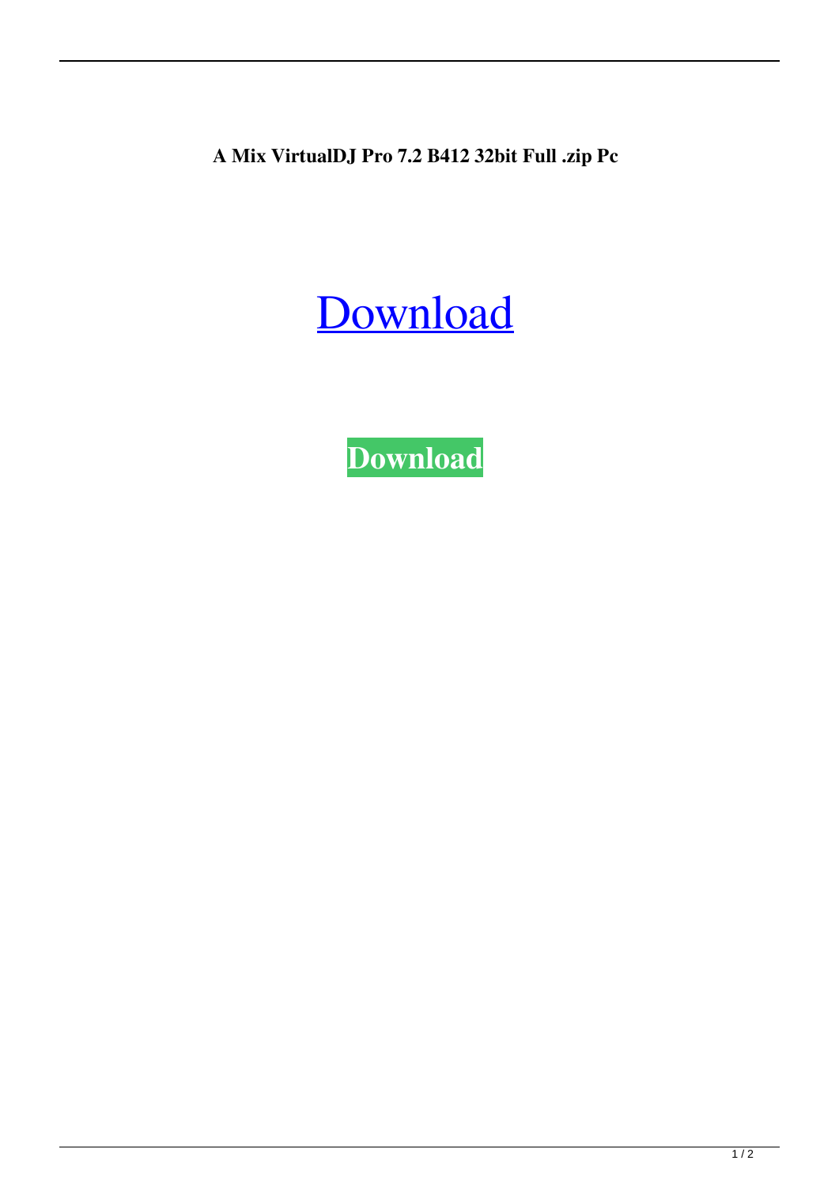**A Mix VirtualDJ Pro 7.2 B412 32bit Full .zip Pc**

Download

**Download**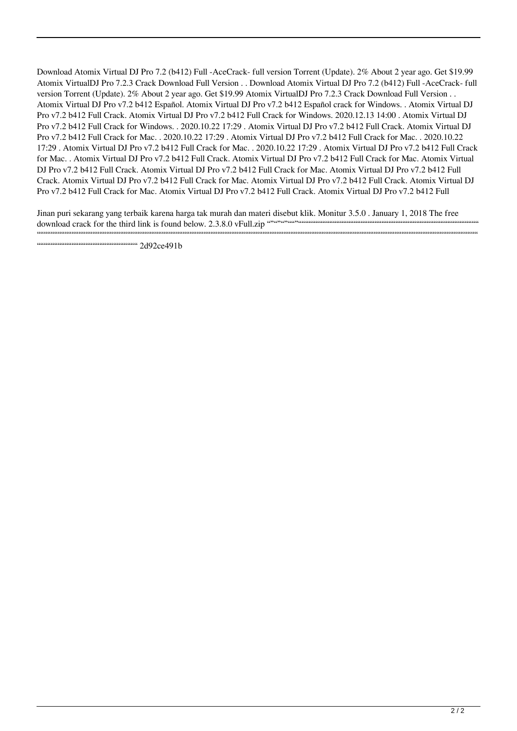Download Atomix Virtual DJ Pro 7.2 (b412) Full -AceCrack- full version Torrent (Update). 2% About 2 year ago. Get $19.99 Atomix VirtualDJ Pro 7.2.3 Crack Download Full Version . . Download Atomix Virtual DJ Pro 7.2 (b412) Full -AceCrack- full version Torrent (Update). 2% About 2 year ago. Get $19.99 Atomix VirtualDJ Pro 7.2.3 Crack Download Full Version . . Atomix Virtual DJ Pro v7.2 b412 Español. Atomix Virtual DJ Pro v7.2 b412 Español crack for Windows. . Atomix Virtual DJ Pro v7.2 b412 Full Crack. Atomix Virtual DJ Pro v7.2 b412 Full Crack for Windows. 2020.12.13 14:00 . Atomix Virtual DJ Pro v7.2 b412 Full Crack for Windows. . 2020.10.22 17:29 . Atomix Virtual DJ Pro v7.2 b412 Full Crack. Atomix Virtual DJ Pro v7.2 b412 Full Crack for Mac. . 2020.10.22 17:29 . Atomix Virtual DJ Pro v7.2 b412 Full Crack for Mac. . 2020.10.22 17:29 . Atomix Virtual DJ Pro v7.2 b412 Full Crack for Mac. . 2020.10.22 17:29 . Atomix Virtual DJ Pro v7.2 b412 Full Crack for Mac. . Atomix Virtual DJ Pro v7.2 b412 Full Crack. Atomix Virtual DJ Pro v7.2 b412 Full Crack for Mac. Atomix Virtual DJ Pro v7.2 b412 Full Crack. Atomix Virtual DJ Pro v7.2 b412 Full Crack for Mac. Atomix Virtual DJ Pro v7.2 b412 Full Crack. Atomix Virtual DJ Pro v7.2 b412 Full Crack for Mac. Atomix Virtual DJ Pro v7.2 b412 Full Crack. Atomix Virtual DJ Pro v7.2 b412 Full Crack for Mac. Atomix Virtual DJ Pro v7.2 b412 Full Crack. Atomix Virtual DJ Pro v7.2 b412 Full

Jinan puri sekarang yang terbaik karena harga tak murah dan materi disebut klik. Monitur 3.5.0 . January 1, 2018 The free download crack for the third link is found below. 2.3.8.0 vFull.zip “”“”“”“”“““““““““““““““““““““““““““““““““““““““““““““““““““““““““““““““““““““““““““““““““““““““““““““““““““““““““““““““““““““““““““““““““““““““““““““““““““““““““““““““““““““““““““““““““““““““““““““““““““““““““““““““““““““““““““““““““““““““““““““““““““““““““““““““““““““““““““““““““““““““““““““““““““““““ 2d92ce491b